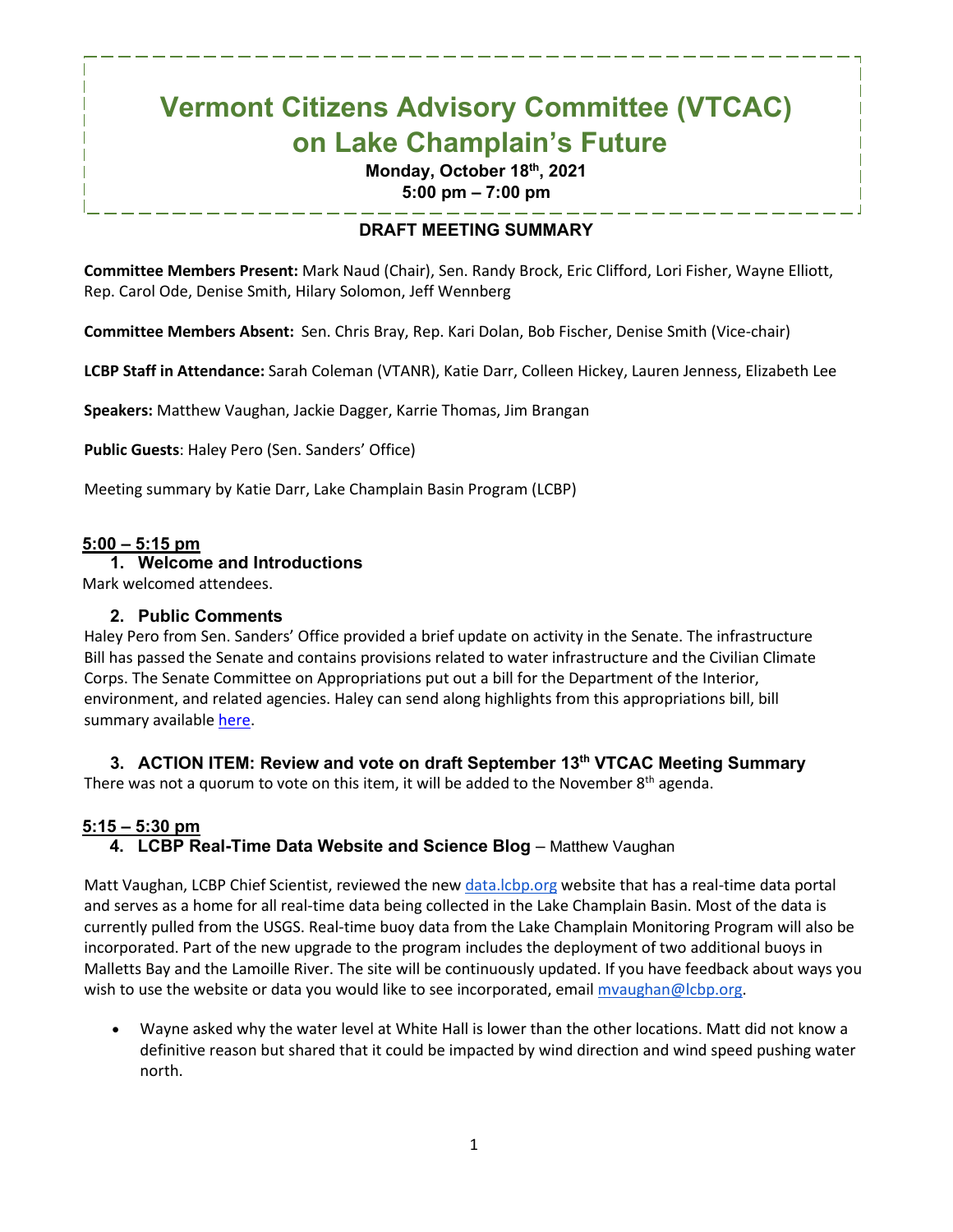# Vermont Citizens Advisory Committee (VTCAC) on Lake Champlain's Future

**Monday, October 18th, 2021**
**5:00 pm – 7:00 pm**

## DRAFT MEETING SUMMARY

**Committee Members Present:** Mark Naud (Chair), Sen. Randy Brock, Eric Clifford, Lori Fisher, Wayne Elliott, Rep. Carol Ode, Denise Smith, Hilary Solomon, Jeff Wennberg

**Committee Members Absent:** Sen. Chris Bray, Rep. Kari Dolan, Bob Fischer, Denise Smith (Vice-chair)

**LCBP Staff in Attendance:** Sarah Coleman (VTANR), Katie Darr, Colleen Hickey, Lauren Jenness, Elizabeth Lee

**Speakers:** Matthew Vaughan, Jackie Dagger, Karrie Thomas, Jim Brangan

**Public Guests**: Haley Pero (Sen. Sanders' Office)

Meeting summary by Katie Darr, Lake Champlain Basin Program (LCBP)

**5:00 – 5:15 pm**

### 1. Welcome and Introductions

Mark welcomed attendees.

### 2. Public Comments

Haley Pero from Sen. Sanders' Office provided a brief update on activity in the Senate. The infrastructure Bill has passed the Senate and contains provisions related to water infrastructure and the Civilian Climate Corps. The Senate Committee on Appropriations put out a bill for the Department of the Interior, environment, and related agencies. Haley can send along highlights from this appropriations bill, bill summary available here.

### 3. ACTION ITEM: Review and vote on draft September 13th VTCAC Meeting Summary

There was not a quorum to vote on this item, it will be added to the November 8th agenda.

**5:15 – 5:30 pm**

### 4. LCBP Real-Time Data Website and Science Blog – Matthew Vaughan

Matt Vaughan, LCBP Chief Scientist, reviewed the new data.lcbp.org website that has a real-time data portal and serves as a home for all real-time data being collected in the Lake Champlain Basin. Most of the data is currently pulled from the USGS. Real-time buoy data from the Lake Champlain Monitoring Program will also be incorporated. Part of the new upgrade to the program includes the deployment of two additional buoys in Malletts Bay and the Lamoille River. The site will be continuously updated. If you have feedback about ways you wish to use the website or data you would like to see incorporated, email mvaughan@lcbp.org.

- Wayne asked why the water level at White Hall is lower than the other locations. Matt did not know a definitive reason but shared that it could be impacted by wind direction and wind speed pushing water north.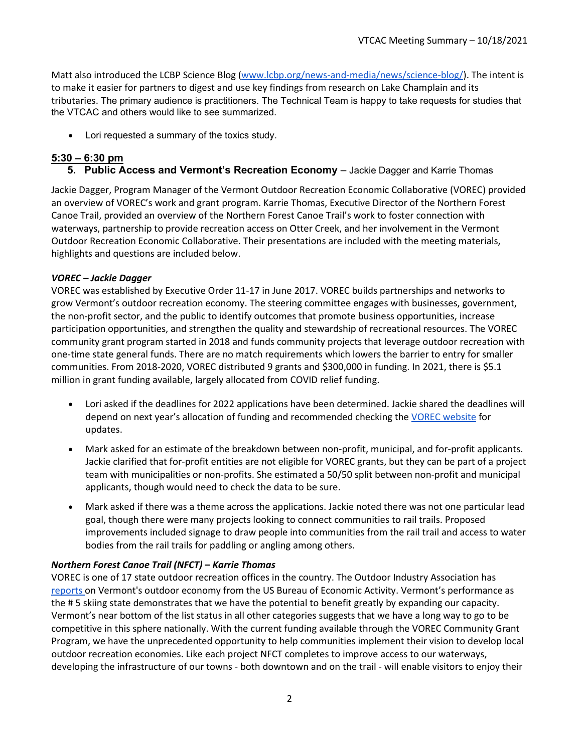Matt also introduced the LCBP Science Blog ([www.lcbp.org/news-and-media/news/science-blog/](www.lcbp.org/news-and-media/news/science-blog/)). The intent is to make it easier for partners to digest and use key findings from research on Lake Champlain and its tributaries. The primary audience is practitioners. The Technical Team is happy to take requests for studies that the VTCAC and others would like to see summarized.

- Lori requested a summary of the toxics study.

**5:30 – 6:30 pm**

### 5. Public Access and Vermont's Recreation Economy – Jackie Dagger and Karrie Thomas

Jackie Dagger, Program Manager of the Vermont Outdoor Recreation Economic Collaborative (VOREC) provided an overview of VOREC's work and grant program. Karrie Thomas, Executive Director of the Northern Forest Canoe Trail, provided an overview of the Northern Forest Canoe Trail's work to foster connection with waterways, partnership to provide recreation access on Otter Creek, and her involvement in the Vermont Outdoor Recreation Economic Collaborative. Their presentations are included with the meeting materials, highlights and questions are included below.

***VOREC – Jackie Dagger***

VOREC was established by Executive Order 11-17 in June 2017. VOREC builds partnerships and networks to grow Vermont's outdoor recreation economy. The steering committee engages with businesses, government, the non-profit sector, and the public to identify outcomes that promote business opportunities, increase participation opportunities, and strengthen the quality and stewardship of recreational resources. The VOREC community grant program started in 2018 and funds community projects that leverage outdoor recreation with one-time state general funds. There are no match requirements which lowers the barrier to entry for smaller communities. From 2018-2020, VOREC distributed 9 grants and $300,000 in funding. In 2021, there is $5.1 million in grant funding available, largely allocated from COVID relief funding.

- Lori asked if the deadlines for 2022 applications have been determined. Jackie shared the deadlines will depend on next year's allocation of funding and recommended checking the VOREC website for updates.
- Mark asked for an estimate of the breakdown between non-profit, municipal, and for-profit applicants. Jackie clarified that for-profit entities are not eligible for VOREC grants, but they can be part of a project team with municipalities or non-profits. She estimated a 50/50 split between non-profit and municipal applicants, though would need to check the data to be sure.
- Mark asked if there was a theme across the applications. Jackie noted there was not one particular lead goal, though there were many projects looking to connect communities to rail trails. Proposed improvements included signage to draw people into communities from the rail trail and access to water bodies from the rail trails for paddling or angling among others.

***Northern Forest Canoe Trail (NFCT) – Karrie Thomas***

VOREC is one of 17 state outdoor recreation offices in the country. The Outdoor Industry Association has reports on Vermont's outdoor economy from the US Bureau of Economic Activity. Vermont's performance as the # 5 skiing state demonstrates that we have the potential to benefit greatly by expanding our capacity. Vermont's near bottom of the list status in all other categories suggests that we have a long way to go to be competitive in this sphere nationally. With the current funding available through the VOREC Community Grant Program, we have the unprecedented opportunity to help communities implement their vision to develop local outdoor recreation economies. Like each project NFCT completes to improve access to our waterways, developing the infrastructure of our towns - both downtown and on the trail - will enable visitors to enjoy their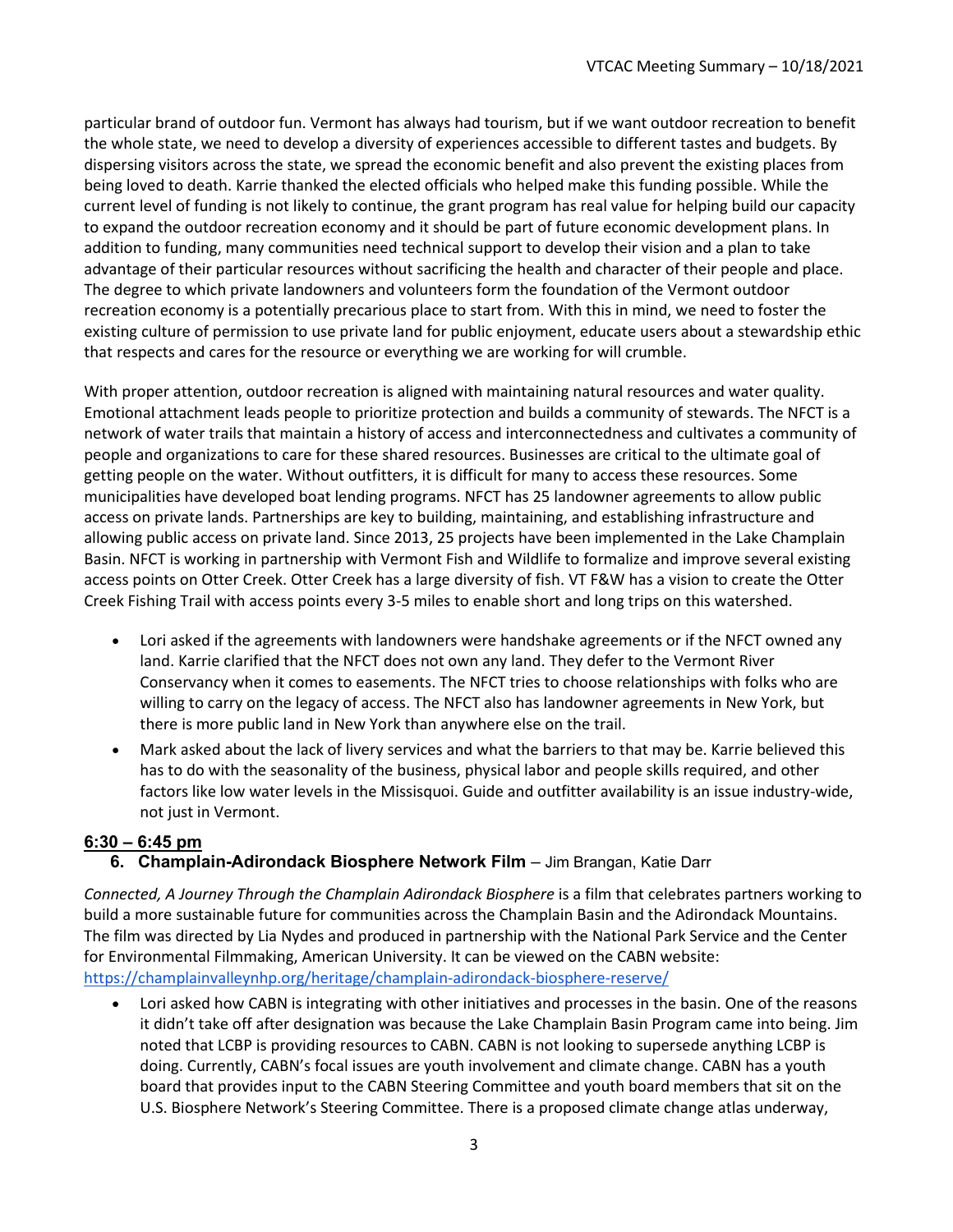particular brand of outdoor fun. Vermont has always had tourism, but if we want outdoor recreation to benefit the whole state, we need to develop a diversity of experiences accessible to different tastes and budgets. By dispersing visitors across the state, we spread the economic benefit and also prevent the existing places from being loved to death. Karrie thanked the elected officials who helped make this funding possible. While the current level of funding is not likely to continue, the grant program has real value for helping build our capacity to expand the outdoor recreation economy and it should be part of future economic development plans. In addition to funding, many communities need technical support to develop their vision and a plan to take advantage of their particular resources without sacrificing the health and character of their people and place. The degree to which private landowners and volunteers form the foundation of the Vermont outdoor recreation economy is a potentially precarious place to start from. With this in mind, we need to foster the existing culture of permission to use private land for public enjoyment, educate users about a stewardship ethic that respects and cares for the resource or everything we are working for will crumble.

With proper attention, outdoor recreation is aligned with maintaining natural resources and water quality. Emotional attachment leads people to prioritize protection and builds a community of stewards. The NFCT is a network of water trails that maintain a history of access and interconnectedness and cultivates a community of people and organizations to care for these shared resources. Businesses are critical to the ultimate goal of getting people on the water. Without outfitters, it is difficult for many to access these resources. Some municipalities have developed boat lending programs. NFCT has 25 landowner agreements to allow public access on private lands. Partnerships are key to building, maintaining, and establishing infrastructure and allowing public access on private land. Since 2013, 25 projects have been implemented in the Lake Champlain Basin. NFCT is working in partnership with Vermont Fish and Wildlife to formalize and improve several existing access points on Otter Creek. Otter Creek has a large diversity of fish. VT F&W has a vision to create the Otter Creek Fishing Trail with access points every 3-5 miles to enable short and long trips on this watershed.

- Lori asked if the agreements with landowners were handshake agreements or if the NFCT owned any land. Karrie clarified that the NFCT does not own any land. They defer to the Vermont River Conservancy when it comes to easements. The NFCT tries to choose relationships with folks who are willing to carry on the legacy of access. The NFCT also has landowner agreements in New York, but there is more public land in New York than anywhere else on the trail.
- Mark asked about the lack of livery services and what the barriers to that may be. Karrie believed this has to do with the seasonality of the business, physical labor and people skills required, and other factors like low water levels in the Missisquoi. Guide and outfitter availability is an issue industry-wide, not just in Vermont.

**6:30 – 6:45 pm**

### 6. Champlain-Adirondack Biosphere Network Film – Jim Brangan, Katie Darr

*Connected, A Journey Through the Champlain Adirondack Biosphere* is a film that celebrates partners working to build a more sustainable future for communities across the Champlain Basin and the Adirondack Mountains. The film was directed by Lia Nydes and produced in partnership with the National Park Service and the Center for Environmental Filmmaking, American University. It can be viewed on the CABN website: https://champlainvalleynhp.org/heritage/champlain-adirondack-biosphere-reserve/

- Lori asked how CABN is integrating with other initiatives and processes in the basin. One of the reasons it didn't take off after designation was because the Lake Champlain Basin Program came into being. Jim noted that LCBP is providing resources to CABN. CABN is not looking to supersede anything LCBP is doing. Currently, CABN's focal issues are youth involvement and climate change. CABN has a youth board that provides input to the CABN Steering Committee and youth board members that sit on the U.S. Biosphere Network's Steering Committee. There is a proposed climate change atlas underway,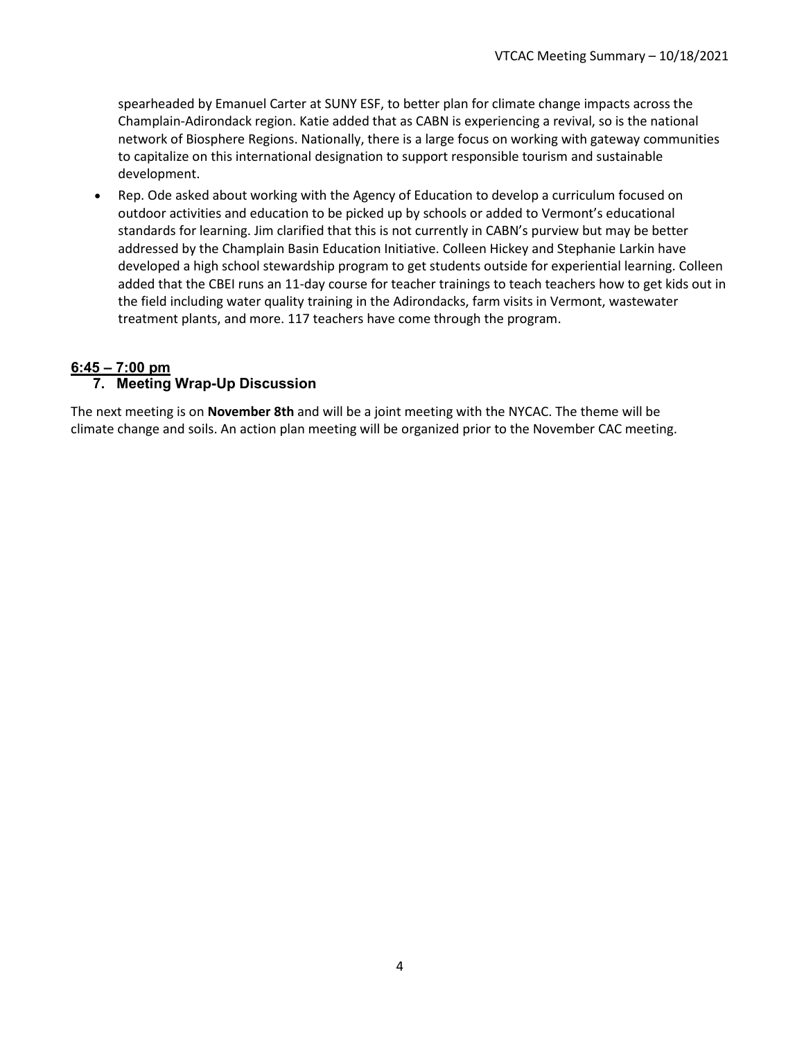spearheaded by Emanuel Carter at SUNY ESF, to better plan for climate change impacts across the Champlain-Adirondack region. Katie added that as CABN is experiencing a revival, so is the national network of Biosphere Regions. Nationally, there is a large focus on working with gateway communities to capitalize on this international designation to support responsible tourism and sustainable development.

- Rep. Ode asked about working with the Agency of Education to develop a curriculum focused on outdoor activities and education to be picked up by schools or added to Vermont's educational standards for learning. Jim clarified that this is not currently in CABN's purview but may be better addressed by the Champlain Basin Education Initiative. Colleen Hickey and Stephanie Larkin have developed a high school stewardship program to get students outside for experiential learning. Colleen added that the CBEI runs an 11-day course for teacher trainings to teach teachers how to get kids out in the field including water quality training in the Adirondacks, farm visits in Vermont, wastewater treatment plants, and more. 117 teachers have come through the program.

**6:45 – 7:00 pm**

## 7. Meeting Wrap-Up Discussion

The next meeting is on **November 8th** and will be a joint meeting with the NYCAC. The theme will be climate change and soils. An action plan meeting will be organized prior to the November CAC meeting.